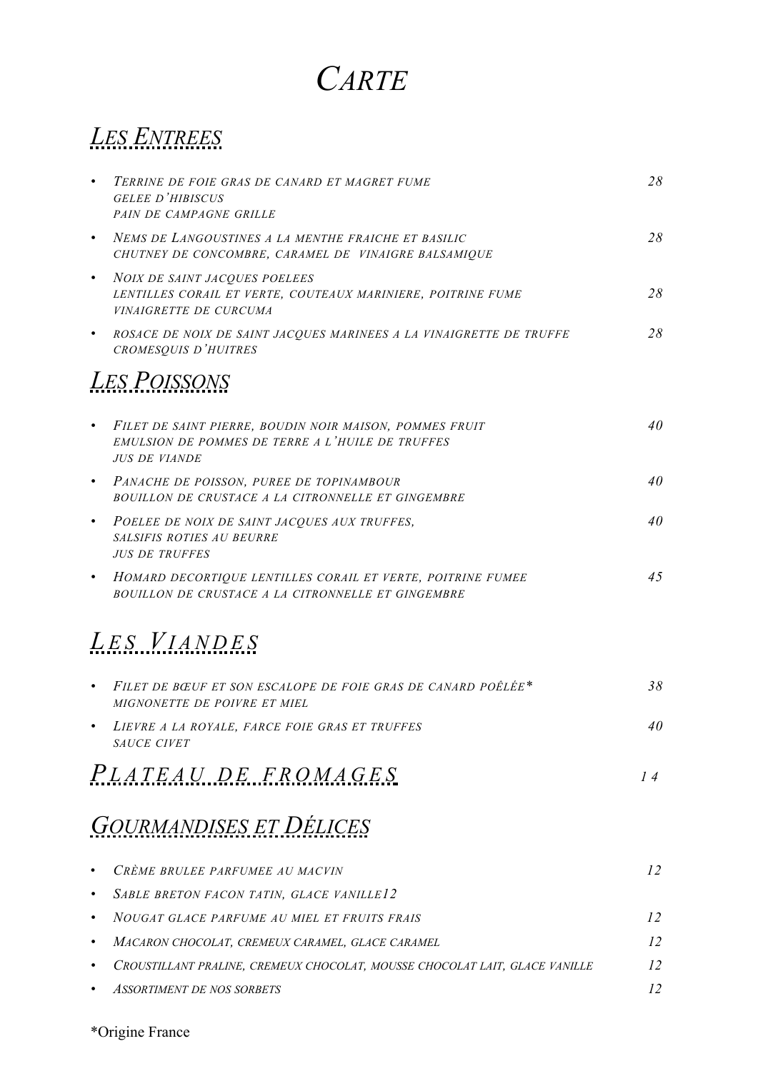# *CARTE*

## *LES ENTREES*

- *TERRINE DE FOIE GRAS DE CANARD ET MAGRET FUME* — *28*
  *GELEE D'HIBISCUS*
  *PAIN DE CAMPAGNE GRILLE*
- *NEMS DE LANGOUSTINES A LA MENTHE FRAICHE ET BASILIC* — *28*
  *CHUTNEY DE CONCOMBRE, CARAMEL DE VINAIGRE BALSAMIQUE*
- *NOIX DE SAINT JACQUES POELEES*
  *LENTILLES CORAIL ET VERTE, COUTEAUX MARINIERE, POITRINE FUME* — *28*
  *VINAIGRETTE DE CURCUMA*
- *ROSACE DE NOIX DE SAINT JACQUES MARINEES A LA VINAIGRETTE DE TRUFFE* — *28*
  *CROMESQUIS D'HUITRES*

## *LES POISSONS*

- *FILET DE SAINT PIERRE, BOUDIN NOIR MAISON, POMMES FRUIT* — *40*
  *EMULSION DE POMMES DE TERRE A L'HUILE DE TRUFFES*
  *JUS DE VIANDE*
- *PANACHE DE POISSON, PUREE DE TOPINAMBOUR* — *40*
  *BOUILLON DE CRUSTACE A LA CITRONNELLE ET GINGEMBRE*
- *POELEE DE NOIX DE SAINT JACQUES AUX TRUFFES,* — *40*
  *SALSIFIS ROTIES AU BEURRE*
  *JUS DE TRUFFES*
- *HOMARD DECORTIQUE LENTILLES CORAIL ET VERTE, POITRINE FUMEE* — *45*
  *BOUILLON DE CRUSTACE A LA CITRONNELLE ET GINGEMBRE*

## *LES VIANDES*

- *FILET DE BŒUF ET SON ESCALOPE DE FOIE GRAS DE CANARD POÊLÉE** — *38*
  *MIGNONETTE DE POIVRE ET MIEL*
- *LIEVRE A LA ROYALE, FARCE FOIE GRAS ET TRUFFES* — *40*
  *SAUCE CIVET*

## *PLATEAU DE FROMAGES* — *14*

## *GOURMANDISES ET DÉLICES*

- *CRÈME BRULEE PARFUMEE AU MACVIN* — *12*
- *SABLE BRETON FACON TATIN, GLACE VANILLE12*
- *NOUGAT GLACE PARFUME AU MIEL ET FRUITS FRAIS* — *12*
- *MACARON CHOCOLAT, CREMEUX CARAMEL, GLACE CARAMEL* — *12*
- *CROUSTILLANT PRALINE, CREMEUX CHOCOLAT, MOUSSE CHOCOLAT LAIT, GLACE VANILLE* — *12*
- *ASSORTIMENT DE NOS SORBETS* — *12*

*Origine France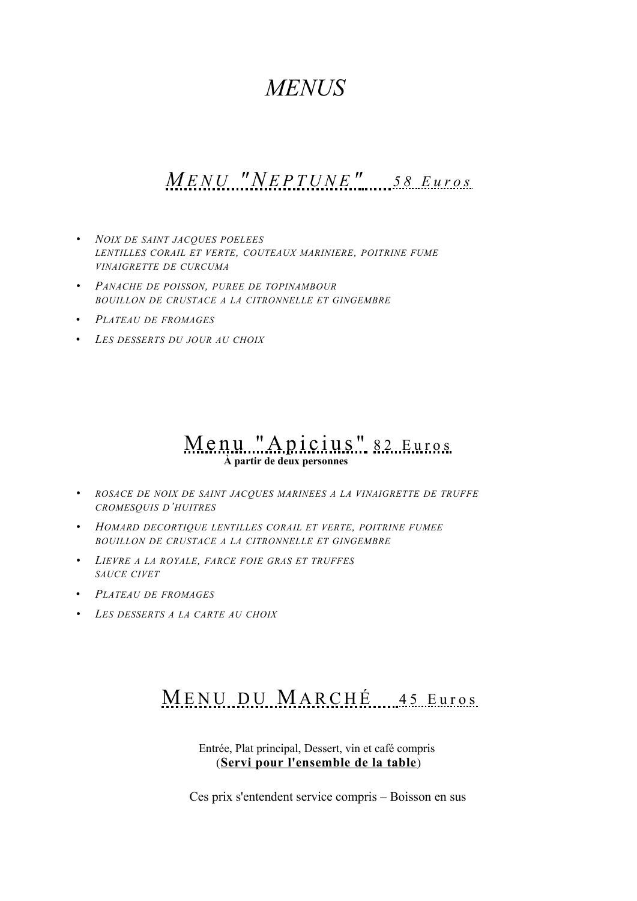# *MENUS*

## *Menu "Neptune"* *58 Euros*

- *Noix de saint jacques poelees*
  *lentilles corail et verte, couteaux mariniere, poitrine fume*
  *vinaigrette de curcuma*
- *Panache de poisson, puree de topinambour*
  *bouillon de crustace a la citronnelle et gingembre*
- *Plateau de fromages*
- *Les desserts du jour au choix*

## Menu "Apicius" 82 Euros

**À partir de deux personnes**

- *rosace de noix de saint jacques marinees a la vinaigrette de truffe*
  *cromesquis d'huitres*
- *Homard decortique lentilles corail et verte, poitrine fumee*
  *bouillon de crustace a la citronnelle et gingembre*
- *Lievre a la royale, farce foie gras et truffes*
  *sauce civet*
- *Plateau de fromages*
- *Les desserts a la carte au choix*

## Menu du Marché 45 Euros

Entrée, Plat principal, Dessert, vin et café compris
(**Servi pour l'ensemble de la table**)

Ces prix s'entendent service compris – Boisson en sus